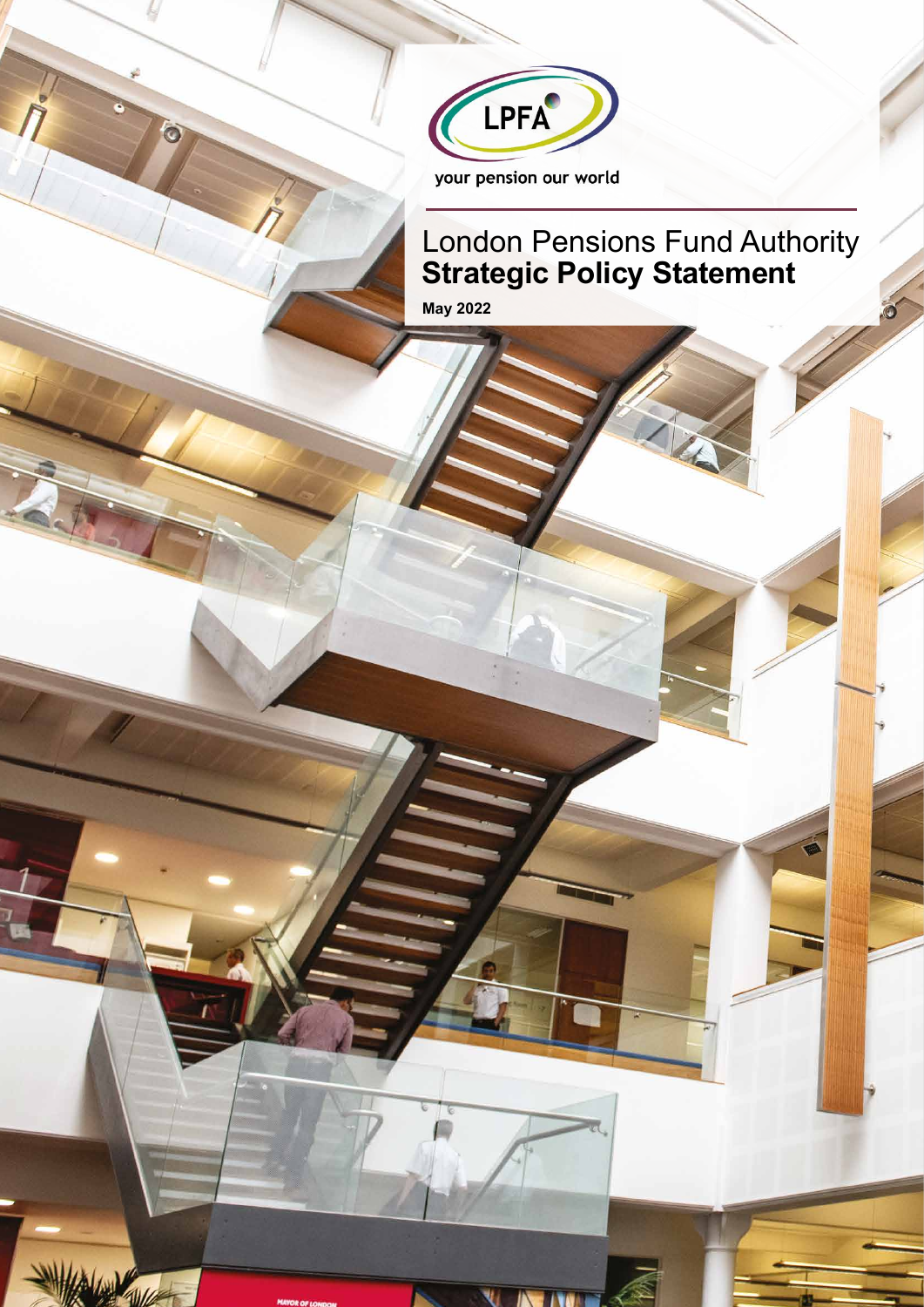LPFA

your pension our world

# London Pensions Fund Authority **Strategic Policy Statement**

**May 2022**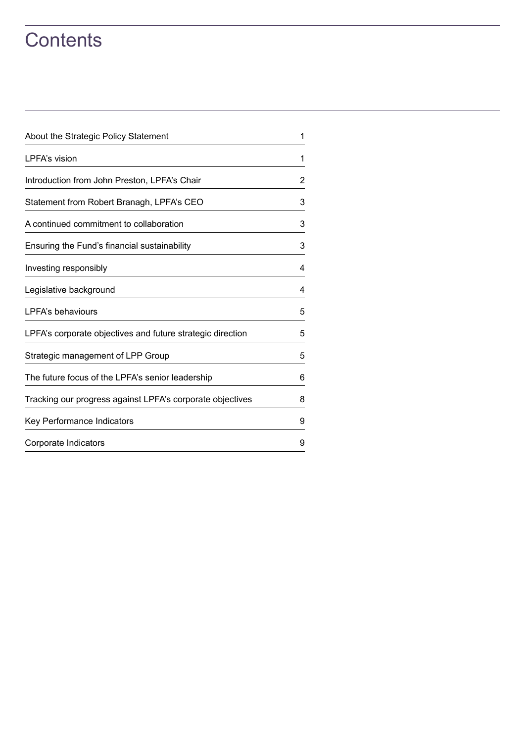# Contents

| | |
|---|---|
| About the Strategic Policy Statement | 1 |
| LPFA's vision | 1 |
| Introduction from John Preston, LPFA's Chair | 2 |
| Statement from Robert Branagh, LPFA's CEO | 3 |
| A continued commitment to collaboration | 3 |
| Ensuring the Fund's financial sustainability | 3 |
| Investing responsibly | 4 |
| Legislative background | 4 |
| LPFA's behaviours | 5 |
| LPFA's corporate objectives and future strategic direction | 5 |
| Strategic management of LPP Group | 5 |
| The future focus of the LPFA's senior leadership | 6 |
| Tracking our progress against LPFA's corporate objectives | 8 |
| Key Performance Indicators | 9 |
| Corporate Indicators | 9 |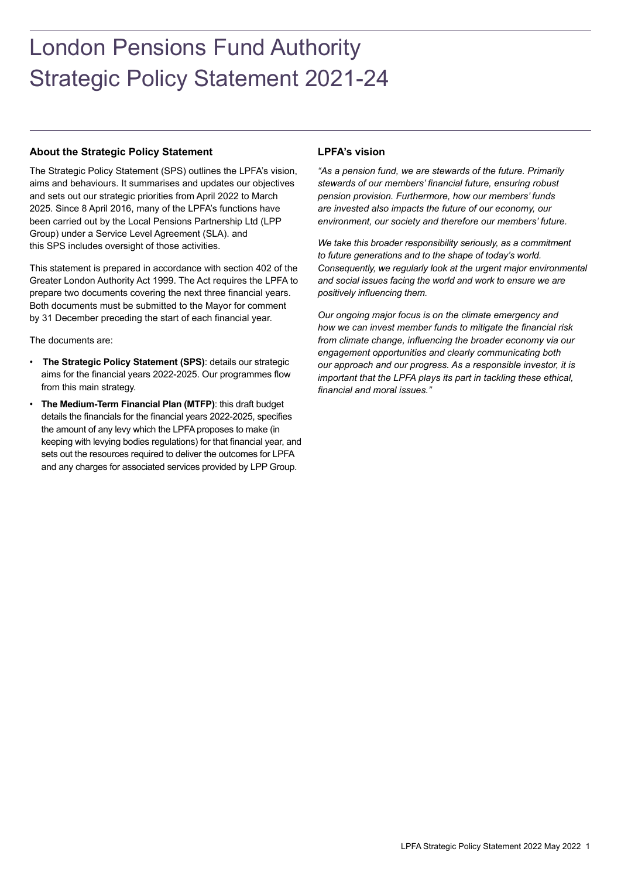# London Pensions Fund Authority Strategic Policy Statement 2021-24

## About the Strategic Policy Statement

The Strategic Policy Statement (SPS) outlines the LPFA's vision, aims and behaviours. It summarises and updates our objectives and sets out our strategic priorities from April 2022 to March 2025. Since 8 April 2016, many of the LPFA's functions have been carried out by the Local Pensions Partnership Ltd (LPP Group) under a Service Level Agreement (SLA). and this SPS includes oversight of those activities.

This statement is prepared in accordance with section 402 of the Greater London Authority Act 1999. The Act requires the LPFA to prepare two documents covering the next three financial years. Both documents must be submitted to the Mayor for comment by 31 December preceding the start of each financial year.

The documents are:

- **The Strategic Policy Statement (SPS)**: details our strategic aims for the financial years 2022-2025. Our programmes flow from this main strategy.
- **The Medium-Term Financial Plan (MTFP)**: this draft budget details the financials for the financial years 2022-2025, specifies the amount of any levy which the LPFA proposes to make (in keeping with levying bodies regulations) for that financial year, and sets out the resources required to deliver the outcomes for LPFA and any charges for associated services provided by LPP Group.

## LPFA's vision

*"As a pension fund, we are stewards of the future. Primarily stewards of our members' financial future, ensuring robust pension provision. Furthermore, how our members' funds are invested also impacts the future of our economy, our environment, our society and therefore our members' future.*

*We take this broader responsibility seriously, as a commitment to future generations and to the shape of today's world. Consequently, we regularly look at the urgent major environmental and social issues facing the world and work to ensure we are positively influencing them.*

*Our ongoing major focus is on the climate emergency and how we can invest member funds to mitigate the financial risk from climate change, influencing the broader economy via our engagement opportunities and clearly communicating both our approach and our progress. As a responsible investor, it is important that the LPFA plays its part in tackling these ethical, financial and moral issues."*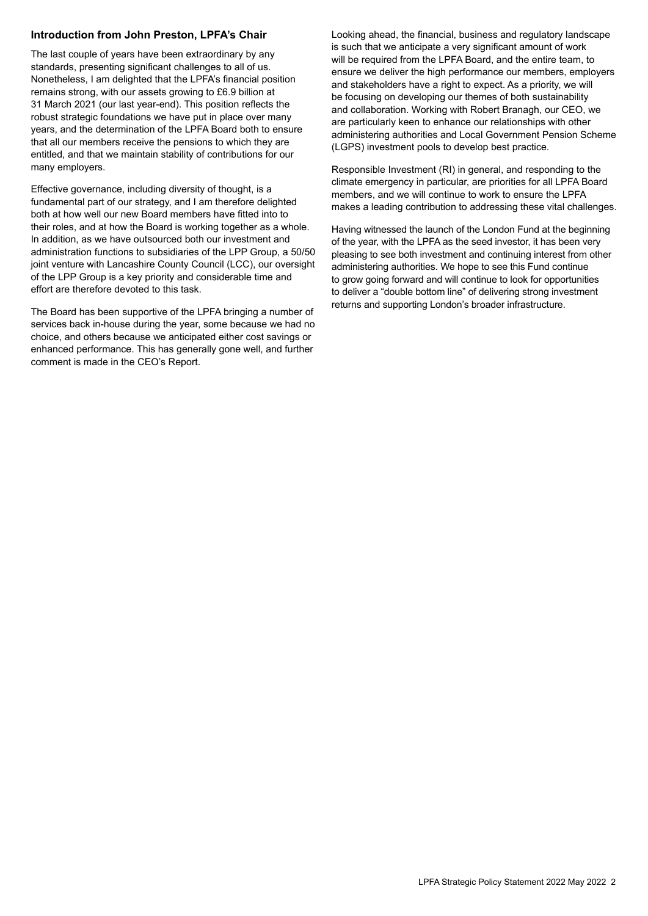## Introduction from John Preston, LPFA's Chair

The last couple of years have been extraordinary by any standards, presenting significant challenges to all of us. Nonetheless, I am delighted that the LPFA's financial position remains strong, with our assets growing to £6.9 billion at 31 March 2021 (our last year-end). This position reflects the robust strategic foundations we have put in place over many years, and the determination of the LPFA Board both to ensure that all our members receive the pensions to which they are entitled, and that we maintain stability of contributions for our many employers.

Effective governance, including diversity of thought, is a fundamental part of our strategy, and I am therefore delighted both at how well our new Board members have fitted into to their roles, and at how the Board is working together as a whole. In addition, as we have outsourced both our investment and administration functions to subsidiaries of the LPP Group, a 50/50 joint venture with Lancashire County Council (LCC), our oversight of the LPP Group is a key priority and considerable time and effort are therefore devoted to this task.

The Board has been supportive of the LPFA bringing a number of services back in-house during the year, some because we had no choice, and others because we anticipated either cost savings or enhanced performance. This has generally gone well, and further comment is made in the CEO's Report.

Looking ahead, the financial, business and regulatory landscape is such that we anticipate a very significant amount of work will be required from the LPFA Board, and the entire team, to ensure we deliver the high performance our members, employers and stakeholders have a right to expect. As a priority, we will be focusing on developing our themes of both sustainability and collaboration. Working with Robert Branagh, our CEO, we are particularly keen to enhance our relationships with other administering authorities and Local Government Pension Scheme (LGPS) investment pools to develop best practice.

Responsible Investment (RI) in general, and responding to the climate emergency in particular, are priorities for all LPFA Board members, and we will continue to work to ensure the LPFA makes a leading contribution to addressing these vital challenges.

Having witnessed the launch of the London Fund at the beginning of the year, with the LPFA as the seed investor, it has been very pleasing to see both investment and continuing interest from other administering authorities. We hope to see this Fund continue to grow going forward and will continue to look for opportunities to deliver a "double bottom line" of delivering strong investment returns and supporting London's broader infrastructure.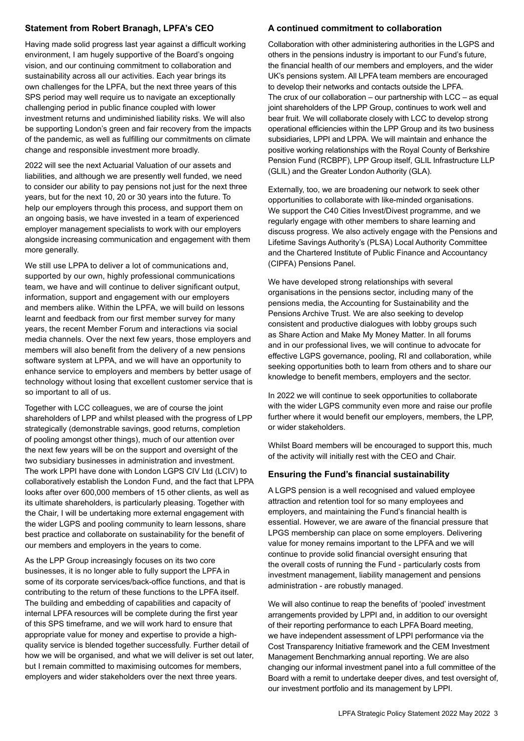### Statement from Robert Branagh, LPFA's CEO

Having made solid progress last year against a difficult working environment, I am hugely supportive of the Board's ongoing vision, and our continuing commitment to collaboration and sustainability across all our activities. Each year brings its own challenges for the LPFA, but the next three years of this SPS period may well require us to navigate an exceptionally challenging period in public finance coupled with lower investment returns and undiminished liability risks. We will also be supporting London's green and fair recovery from the impacts of the pandemic, as well as fulfilling our commitments on climate change and responsible investment more broadly.

2022 will see the next Actuarial Valuation of our assets and liabilities, and although we are presently well funded, we need to consider our ability to pay pensions not just for the next three years, but for the next 10, 20 or 30 years into the future. To help our employers through this process, and support them on an ongoing basis, we have invested in a team of experienced employer management specialists to work with our employers alongside increasing communication and engagement with them more generally.

We still use LPPA to deliver a lot of communications and, supported by our own, highly professional communications team, we have and will continue to deliver significant output, information, support and engagement with our employers and members alike. Within the LPFA, we will build on lessons learnt and feedback from our first member survey for many years, the recent Member Forum and interactions via social media channels. Over the next few years, those employers and members will also benefit from the delivery of a new pensions software system at LPPA, and we will have an opportunity to enhance service to employers and members by better usage of technology without losing that excellent customer service that is so important to all of us.

Together with LCC colleagues, we are of course the joint shareholders of LPP and whilst pleased with the progress of LPP strategically (demonstrable savings, good returns, completion of pooling amongst other things), much of our attention over the next few years will be on the support and oversight of the two subsidiary businesses in administration and investment. The work LPPI have done with London LGPS CIV Ltd (LCIV) to collaboratively establish the London Fund, and the fact that LPPA looks after over 600,000 members of 15 other clients, as well as its ultimate shareholders, is particularly pleasing. Together with the Chair, I will be undertaking more external engagement with the wider LGPS and pooling community to learn lessons, share best practice and collaborate on sustainability for the benefit of our members and employers in the years to come.

As the LPP Group increasingly focuses on its two core businesses, it is no longer able to fully support the LPFA in some of its corporate services/back-office functions, and that is contributing to the return of these functions to the LPFA itself. The building and embedding of capabilities and capacity of internal LPFA resources will be complete during the first year of this SPS timeframe, and we will work hard to ensure that appropriate value for money and expertise to provide a high-quality service is blended together successfully. Further detail of how we will be organised, and what we will deliver is set out later, but I remain committed to maximising outcomes for members, employers and wider stakeholders over the next three years.

### A continued commitment to collaboration

Collaboration with other administering authorities in the LGPS and others in the pensions industry is important to our Fund's future, the financial health of our members and employers, and the wider UK's pensions system. All LPFA team members are encouraged to develop their networks and contacts outside the LPFA. The crux of our collaboration – our partnership with LCC – as equal joint shareholders of the LPP Group, continues to work well and bear fruit. We will collaborate closely with LCC to develop strong operational efficiencies within the LPP Group and its two business subsidiaries, LPPI and LPPA. We will maintain and enhance the positive working relationships with the Royal County of Berkshire Pension Fund (RCBPF), LPP Group itself, GLIL Infrastructure LLP (GLIL) and the Greater London Authority (GLA).

Externally, too, we are broadening our network to seek other opportunities to collaborate with like-minded organisations. We support the C40 Cities Invest/Divest programme, and we regularly engage with other members to share learning and discuss progress. We also actively engage with the Pensions and Lifetime Savings Authority's (PLSA) Local Authority Committee and the Chartered Institute of Public Finance and Accountancy (CIPFA) Pensions Panel.

We have developed strong relationships with several organisations in the pensions sector, including many of the pensions media, the Accounting for Sustainability and the Pensions Archive Trust. We are also seeking to develop consistent and productive dialogues with lobby groups such as Share Action and Make My Money Matter. In all forums and in our professional lives, we will continue to advocate for effective LGPS governance, pooling, RI and collaboration, while seeking opportunities both to learn from others and to share our knowledge to benefit members, employers and the sector.

In 2022 we will continue to seek opportunities to collaborate with the wider LGPS community even more and raise our profile further where it would benefit our employers, members, the LPP, or wider stakeholders.

Whilst Board members will be encouraged to support this, much of the activity will initially rest with the CEO and Chair.

### Ensuring the Fund's financial sustainability

A LGPS pension is a well recognised and valued employee attraction and retention tool for so many employees and employers, and maintaining the Fund's financial health is essential. However, we are aware of the financial pressure that LPGS membership can place on some employers. Delivering value for money remains important to the LPFA and we will continue to provide solid financial oversight ensuring that the overall costs of running the Fund - particularly costs from investment management, liability management and pensions administration - are robustly managed.

We will also continue to reap the benefits of 'pooled' investment arrangements provided by LPPI and, in addition to our oversight of their reporting performance to each LPFA Board meeting, we have independent assessment of LPPI performance via the Cost Transparency Initiative framework and the CEM Investment Management Benchmarking annual reporting. We are also changing our informal investment panel into a full committee of the Board with a remit to undertake deeper dives, and test oversight of, our investment portfolio and its management by LPPI.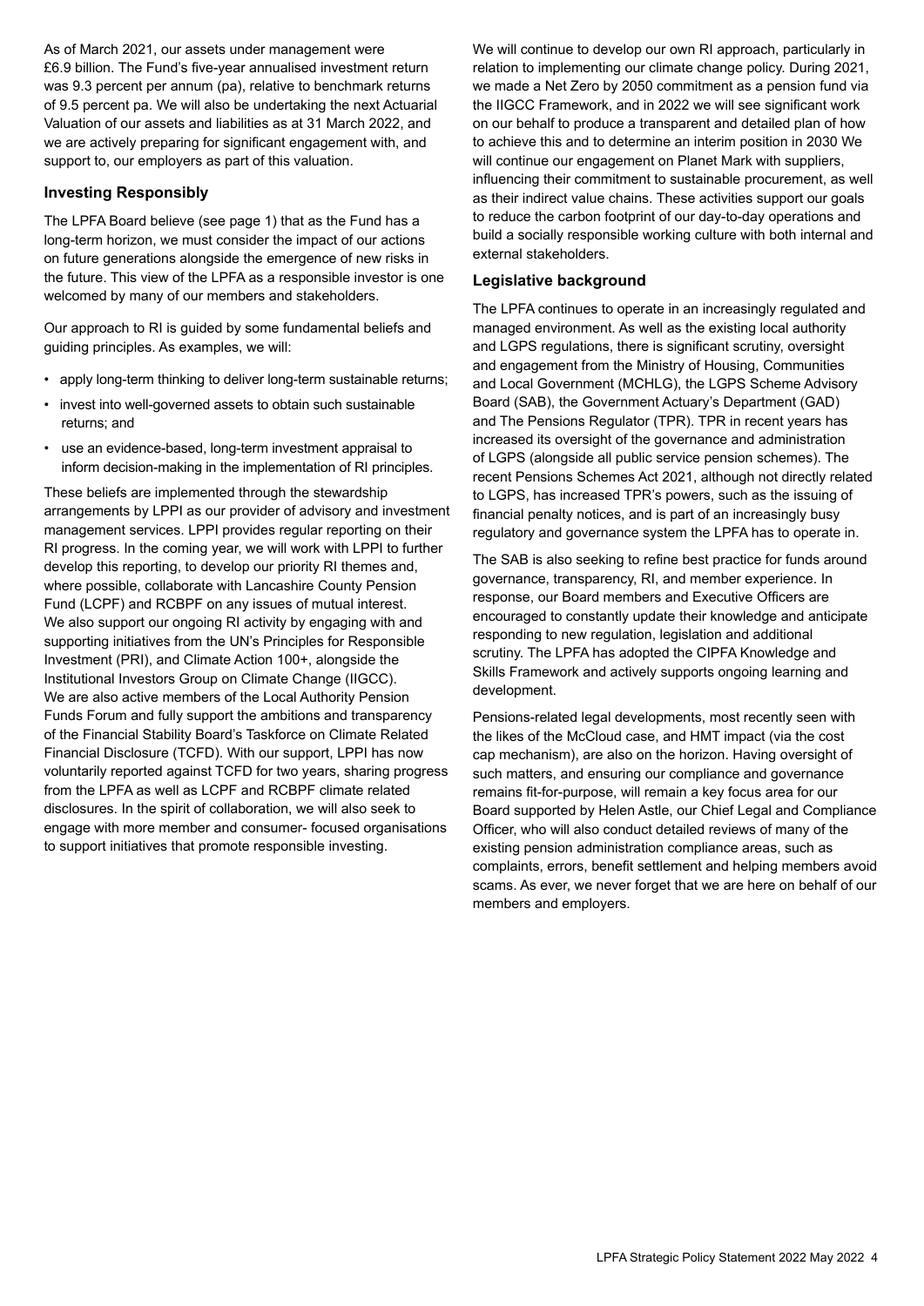As of March 2021, our assets under management were £6.9 billion. The Fund's five-year annualised investment return was 9.3 percent per annum (pa), relative to benchmark returns of 9.5 percent pa. We will also be undertaking the next Actuarial Valuation of our assets and liabilities as at 31 March 2022, and we are actively preparing for significant engagement with, and support to, our employers as part of this valuation.

### Investing Responsibly

The LPFA Board believe (see page 1) that as the Fund has a long-term horizon, we must consider the impact of our actions on future generations alongside the emergence of new risks in the future. This view of the LPFA as a responsible investor is one welcomed by many of our members and stakeholders.

Our approach to RI is guided by some fundamental beliefs and guiding principles. As examples, we will:

- apply long-term thinking to deliver long-term sustainable returns;
- invest into well-governed assets to obtain such sustainable returns; and
- use an evidence-based, long-term investment appraisal to inform decision-making in the implementation of RI principles.

These beliefs are implemented through the stewardship arrangements by LPPI as our provider of advisory and investment management services. LPPI provides regular reporting on their RI progress. In the coming year, we will work with LPPI to further develop this reporting, to develop our priority RI themes and, where possible, collaborate with Lancashire County Pension Fund (LCPF) and RCBPF on any issues of mutual interest. We also support our ongoing RI activity by engaging with and supporting initiatives from the UN's Principles for Responsible Investment (PRI), and Climate Action 100+, alongside the Institutional Investors Group on Climate Change (IIGCC). We are also active members of the Local Authority Pension Funds Forum and fully support the ambitions and transparency of the Financial Stability Board's Taskforce on Climate Related Financial Disclosure (TCFD). With our support, LPPI has now voluntarily reported against TCFD for two years, sharing progress from the LPFA as well as LCPF and RCBPF climate related disclosures. In the spirit of collaboration, we will also seek to engage with more member and consumer- focused organisations to support initiatives that promote responsible investing.

We will continue to develop our own RI approach, particularly in relation to implementing our climate change policy. During 2021, we made a Net Zero by 2050 commitment as a pension fund via the IIGCC Framework, and in 2022 we will see significant work on our behalf to produce a transparent and detailed plan of how to achieve this and to determine an interim position in 2030 We will continue our engagement on Planet Mark with suppliers, influencing their commitment to sustainable procurement, as well as their indirect value chains. These activities support our goals to reduce the carbon footprint of our day-to-day operations and build a socially responsible working culture with both internal and external stakeholders.

### Legislative background

The LPFA continues to operate in an increasingly regulated and managed environment. As well as the existing local authority and LGPS regulations, there is significant scrutiny, oversight and engagement from the Ministry of Housing, Communities and Local Government (MCHLG), the LGPS Scheme Advisory Board (SAB), the Government Actuary's Department (GAD) and The Pensions Regulator (TPR). TPR in recent years has increased its oversight of the governance and administration of LGPS (alongside all public service pension schemes). The recent Pensions Schemes Act 2021, although not directly related to LGPS, has increased TPR's powers, such as the issuing of financial penalty notices, and is part of an increasingly busy regulatory and governance system the LPFA has to operate in.

The SAB is also seeking to refine best practice for funds around governance, transparency, RI, and member experience. In response, our Board members and Executive Officers are encouraged to constantly update their knowledge and anticipate responding to new regulation, legislation and additional scrutiny. The LPFA has adopted the CIPFA Knowledge and Skills Framework and actively supports ongoing learning and development.

Pensions-related legal developments, most recently seen with the likes of the McCloud case, and HMT impact (via the cost cap mechanism), are also on the horizon. Having oversight of such matters, and ensuring our compliance and governance remains fit-for-purpose, will remain a key focus area for our Board supported by Helen Astle, our Chief Legal and Compliance Officer, who will also conduct detailed reviews of many of the existing pension administration compliance areas, such as complaints, errors, benefit settlement and helping members avoid scams. As ever, we never forget that we are here on behalf of our members and employers.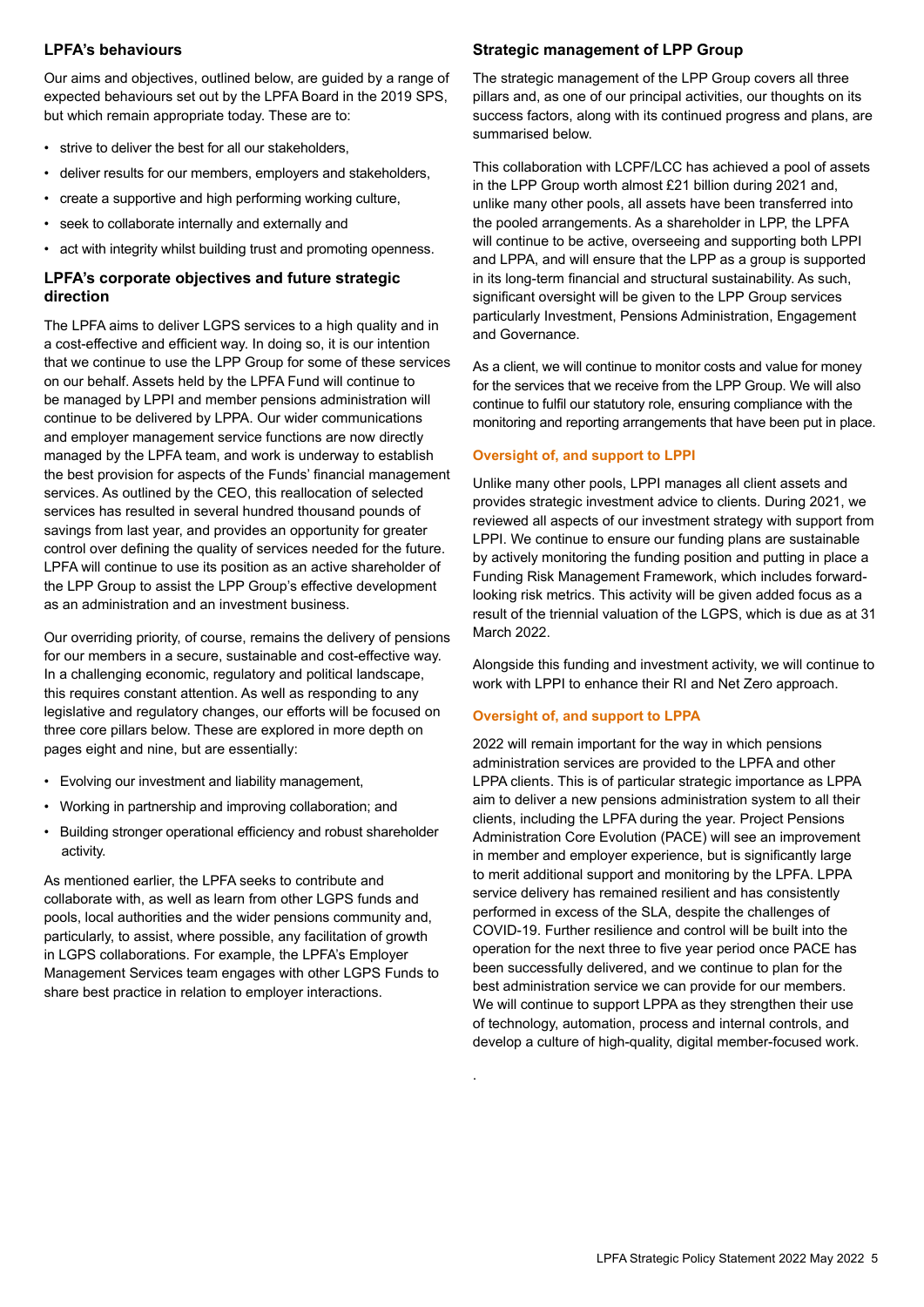## LPFA's behaviours

Our aims and objectives, outlined below, are guided by a range of expected behaviours set out by the LPFA Board in the 2019 SPS, but which remain appropriate today. These are to:

- strive to deliver the best for all our stakeholders,
- deliver results for our members, employers and stakeholders,
- create a supportive and high performing working culture,
- seek to collaborate internally and externally and
- act with integrity whilst building trust and promoting openness.

## LPFA's corporate objectives and future strategic direction

The LPFA aims to deliver LGPS services to a high quality and in a cost-effective and efficient way. In doing so, it is our intention that we continue to use the LPP Group for some of these services on our behalf. Assets held by the LPFA Fund will continue to be managed by LPPI and member pensions administration will continue to be delivered by LPPA. Our wider communications and employer management service functions are now directly managed by the LPFA team, and work is underway to establish the best provision for aspects of the Funds' financial management services. As outlined by the CEO, this reallocation of selected services has resulted in several hundred thousand pounds of savings from last year, and provides an opportunity for greater control over defining the quality of services needed for the future. LPFA will continue to use its position as an active shareholder of the LPP Group to assist the LPP Group's effective development as an administration and an investment business.

Our overriding priority, of course, remains the delivery of pensions for our members in a secure, sustainable and cost-effective way. In a challenging economic, regulatory and political landscape, this requires constant attention. As well as responding to any legislative and regulatory changes, our efforts will be focused on three core pillars below. These are explored in more depth on pages eight and nine, but are essentially:

- Evolving our investment and liability management,
- Working in partnership and improving collaboration; and
- Building stronger operational efficiency and robust shareholder activity.

As mentioned earlier, the LPFA seeks to contribute and collaborate with, as well as learn from other LGPS funds and pools, local authorities and the wider pensions community and, particularly, to assist, where possible, any facilitation of growth in LGPS collaborations. For example, the LPFA's Employer Management Services team engages with other LGPS Funds to share best practice in relation to employer interactions.

## Strategic management of LPP Group

The strategic management of the LPP Group covers all three pillars and, as one of our principal activities, our thoughts on its success factors, along with its continued progress and plans, are summarised below.

This collaboration with LCPF/LCC has achieved a pool of assets in the LPP Group worth almost £21 billion during 2021 and, unlike many other pools, all assets have been transferred into the pooled arrangements. As a shareholder in LPP, the LPFA will continue to be active, overseeing and supporting both LPPI and LPPA, and will ensure that the LPP as a group is supported in its long-term financial and structural sustainability. As such, significant oversight will be given to the LPP Group services particularly Investment, Pensions Administration, Engagement and Governance.

As a client, we will continue to monitor costs and value for money for the services that we receive from the LPP Group. We will also continue to fulfil our statutory role, ensuring compliance with the monitoring and reporting arrangements that have been put in place.

### Oversight of, and support to LPPI

Unlike many other pools, LPPI manages all client assets and provides strategic investment advice to clients. During 2021, we reviewed all aspects of our investment strategy with support from LPPI. We continue to ensure our funding plans are sustainable by actively monitoring the funding position and putting in place a Funding Risk Management Framework, which includes forward-looking risk metrics. This activity will be given added focus as a result of the triennial valuation of the LGPS, which is due as at 31 March 2022.

Alongside this funding and investment activity, we will continue to work with LPPI to enhance their RI and Net Zero approach.

### Oversight of, and support to LPPA

2022 will remain important for the way in which pensions administration services are provided to the LPFA and other LPPA clients. This is of particular strategic importance as LPPA aim to deliver a new pensions administration system to all their clients, including the LPFA during the year. Project Pensions Administration Core Evolution (PACE) will see an improvement in member and employer experience, but is significantly large to merit additional support and monitoring by the LPFA. LPPA service delivery has remained resilient and has consistently performed in excess of the SLA, despite the challenges of COVID-19. Further resilience and control will be built into the operation for the next three to five year period once PACE has been successfully delivered, and we continue to plan for the best administration service we can provide for our members. We will continue to support LPPA as they strengthen their use of technology, automation, process and internal controls, and develop a culture of high-quality, digital member-focused work.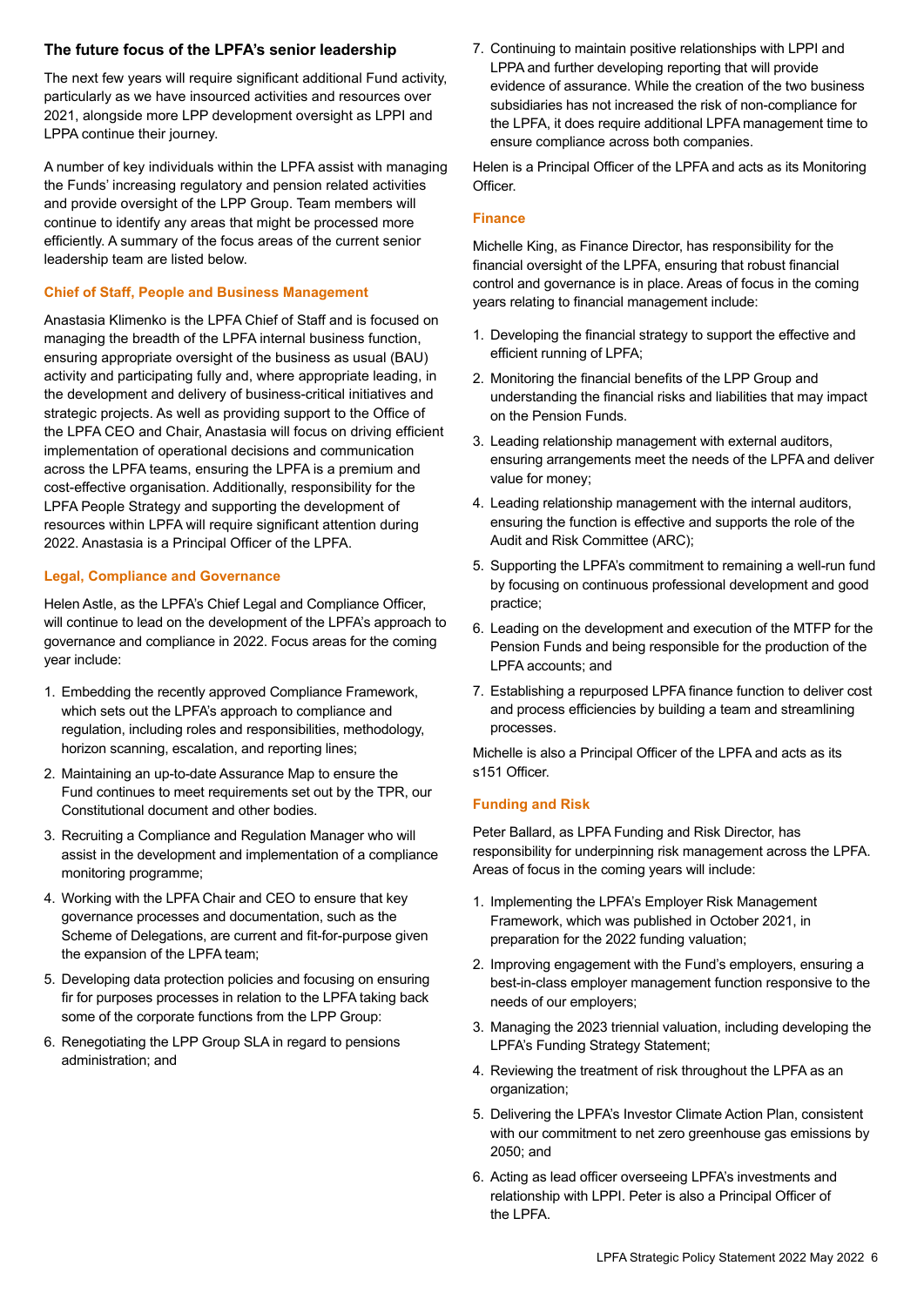## The future focus of the LPFA's senior leadership

The next few years will require significant additional Fund activity, particularly as we have insourced activities and resources over 2021, alongside more LPP development oversight as LPPI and LPPA continue their journey.

A number of key individuals within the LPFA assist with managing the Funds' increasing regulatory and pension related activities and provide oversight of the LPP Group. Team members will continue to identify any areas that might be processed more efficiently. A summary of the focus areas of the current senior leadership team are listed below.

### Chief of Staff, People and Business Management

Anastasia Klimenko is the LPFA Chief of Staff and is focused on managing the breadth of the LPFA internal business function, ensuring appropriate oversight of the business as usual (BAU) activity and participating fully and, where appropriate leading, in the development and delivery of business-critical initiatives and strategic projects. As well as providing support to the Office of the LPFA CEO and Chair, Anastasia will focus on driving efficient implementation of operational decisions and communication across the LPFA teams, ensuring the LPFA is a premium and cost-effective organisation. Additionally, responsibility for the LPFA People Strategy and supporting the development of resources within LPFA will require significant attention during 2022. Anastasia is a Principal Officer of the LPFA.

### Legal, Compliance and Governance

Helen Astle, as the LPFA's Chief Legal and Compliance Officer, will continue to lead on the development of the LPFA's approach to governance and compliance in 2022. Focus areas for the coming year include:

1. Embedding the recently approved Compliance Framework, which sets out the LPFA's approach to compliance and regulation, including roles and responsibilities, methodology, horizon scanning, escalation, and reporting lines;
2. Maintaining an up-to-date Assurance Map to ensure the Fund continues to meet requirements set out by the TPR, our Constitutional document and other bodies.
3. Recruiting a Compliance and Regulation Manager who will assist in the development and implementation of a compliance monitoring programme;
4. Working with the LPFA Chair and CEO to ensure that key governance processes and documentation, such as the Scheme of Delegations, are current and fit-for-purpose given the expansion of the LPFA team;
5. Developing data protection policies and focusing on ensuring fir for purposes processes in relation to the LPFA taking back some of the corporate functions from the LPP Group:
6. Renegotiating the LPP Group SLA in regard to pensions administration; and
7. Continuing to maintain positive relationships with LPPI and LPPA and further developing reporting that will provide evidence of assurance. While the creation of the two business subsidiaries has not increased the risk of non-compliance for the LPFA, it does require additional LPFA management time to ensure compliance across both companies.

Helen is a Principal Officer of the LPFA and acts as its Monitoring Officer.

### Finance

Michelle King, as Finance Director, has responsibility for the financial oversight of the LPFA, ensuring that robust financial control and governance is in place. Areas of focus in the coming years relating to financial management include:

1. Developing the financial strategy to support the effective and efficient running of LPFA;
2. Monitoring the financial benefits of the LPP Group and understanding the financial risks and liabilities that may impact on the Pension Funds.
3. Leading relationship management with external auditors, ensuring arrangements meet the needs of the LPFA and deliver value for money;
4. Leading relationship management with the internal auditors, ensuring the function is effective and supports the role of the Audit and Risk Committee (ARC);
5. Supporting the LPFA's commitment to remaining a well-run fund by focusing on continuous professional development and good practice;
6. Leading on the development and execution of the MTFP for the Pension Funds and being responsible for the production of the LPFA accounts; and
7. Establishing a repurposed LPFA finance function to deliver cost and process efficiencies by building a team and streamlining processes.

Michelle is also a Principal Officer of the LPFA and acts as its s151 Officer.

### Funding and Risk

Peter Ballard, as LPFA Funding and Risk Director, has responsibility for underpinning risk management across the LPFA. Areas of focus in the coming years will include:

1. Implementing the LPFA's Employer Risk Management Framework, which was published in October 2021, in preparation for the 2022 funding valuation;
2. Improving engagement with the Fund's employers, ensuring a best-in-class employer management function responsive to the needs of our employers;
3. Managing the 2023 triennial valuation, including developing the LPFA's Funding Strategy Statement;
4. Reviewing the treatment of risk throughout the LPFA as an organization;
5. Delivering the LPFA's Investor Climate Action Plan, consistent with our commitment to net zero greenhouse gas emissions by 2050; and
6. Acting as lead officer overseeing LPFA's investments and relationship with LPPI. Peter is also a Principal Officer of the LPFA.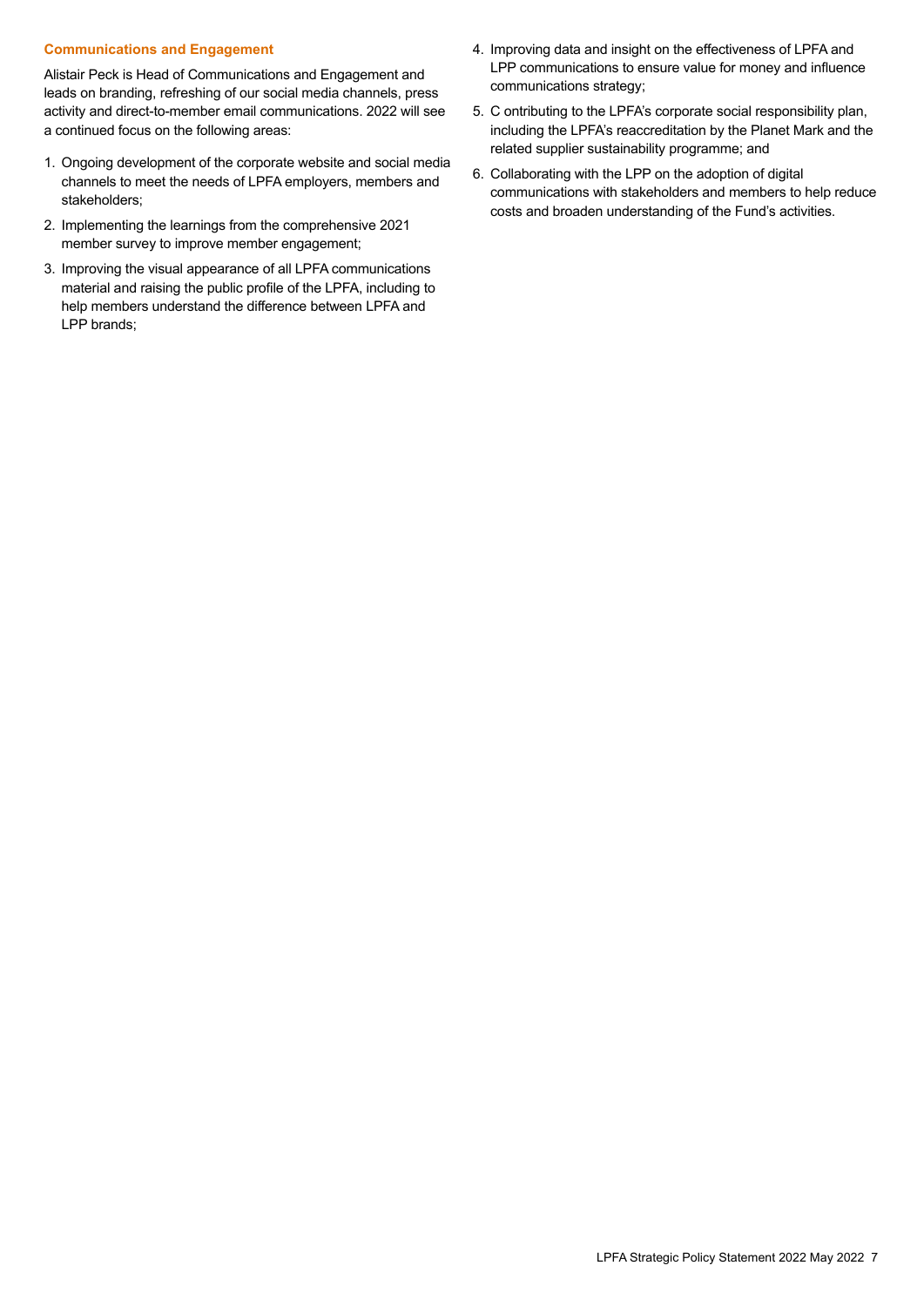### Communications and Engagement

Alistair Peck is Head of Communications and Engagement and leads on branding, refreshing of our social media channels, press activity and direct-to-member email communications. 2022 will see a continued focus on the following areas:

1. Ongoing development of the corporate website and social media channels to meet the needs of LPFA employers, members and stakeholders;
2. Implementing the learnings from the comprehensive 2021 member survey to improve member engagement;
3. Improving the visual appearance of all LPFA communications material and raising the public profile of the LPFA, including to help members understand the difference between LPFA and LPP brands;
4. Improving data and insight on the effectiveness of LPFA and LPP communications to ensure value for money and influence communications strategy;
5. C ontributing to the LPFA's corporate social responsibility plan, including the LPFA's reaccreditation by the Planet Mark and the related supplier sustainability programme; and
6. Collaborating with the LPP on the adoption of digital communications with stakeholders and members to help reduce costs and broaden understanding of the Fund's activities.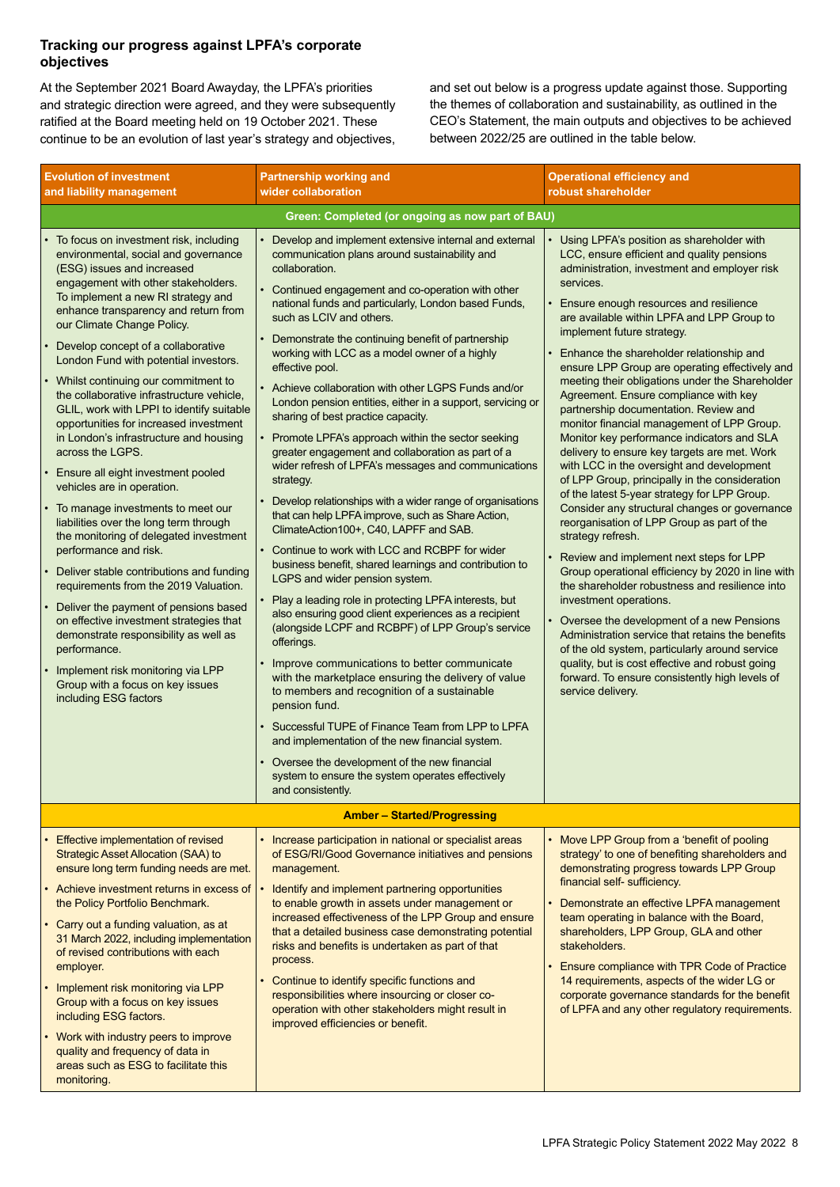### Tracking our progress against LPFA's corporate objectives

At the September 2021 Board Awayday, the LPFA's priorities and strategic direction were agreed, and they were subsequently ratified at the Board meeting held on 19 October 2021. These continue to be an evolution of last year's strategy and objectives, and set out below is a progress update against those. Supporting the themes of collaboration and sustainability, as outlined in the CEO's Statement, the main outputs and objectives to be achieved between 2022/25 are outlined in the table below.

| Evolution of investment and liability management | Partnership working and wider collaboration | Operational efficiency and robust shareholder |
|---|---|---|
| **Green: Completed (or ongoing as now part of BAU)** | | |
| • To focus on investment risk, including environmental, social and governance (ESG) issues and increased engagement with other stakeholders. To implement a new RI strategy and enhance transparency and return from our Climate Change Policy.<br>• Develop concept of a collaborative London Fund with potential investors.<br>• Whilst continuing our commitment to the collaborative infrastructure vehicle, GLIL, work with LPPI to identify suitable opportunities for increased investment in London's infrastructure and housing across the LGPS.<br>• Ensure all eight investment pooled vehicles are in operation.<br>• To manage investments to meet our liabilities over the long term through the monitoring of delegated investment performance and risk.<br>• Deliver stable contributions and funding requirements from the 2019 Valuation.<br>• Deliver the payment of pensions based on effective investment strategies that demonstrate responsibility as well as performance.<br>• Implement risk monitoring via LPP Group with a focus on key issues including ESG factors | • Develop and implement extensive internal and external communication plans around sustainability and collaboration.<br>• Continued engagement and co-operation with other national funds and particularly, London based Funds, such as LCIV and others.<br>• Demonstrate the continuing benefit of partnership working with LCC as a model owner of a highly effective pool.<br>• Achieve collaboration with other LGPS Funds and/or London pension entities, either in a support, servicing or sharing of best practice capacity.<br>• Promote LPFA's approach within the sector seeking greater engagement and collaboration as part of a wider refresh of LPFA's messages and communications strategy.<br>• Develop relationships with a wider range of organisations that can help LPFA improve, such as Share Action, ClimateAction100+, C40, LAPFF and SAB.<br>• Continue to work with LCC and RCBPF for wider business benefit, shared learnings and contribution to LGPS and wider pension system.<br>• Play a leading role in protecting LPFA interests, but also ensuring good client experiences as a recipient (alongside LCPF and RCBPF) of LPP Group's service offerings.<br>• Improve communications to better communicate with the marketplace ensuring the delivery of value to members and recognition of a sustainable pension fund.<br>• Successful TUPE of Finance Team from LPP to LPFA and implementation of the new financial system.<br>• Oversee the development of the new financial system to ensure the system operates effectively and consistently. | • Using LPFA's position as shareholder with LCC, ensure efficient and quality pensions administration, investment and employer risk services.<br>• Ensure enough resources and resilience are available within LPFA and LPP Group to implement future strategy.<br>• Enhance the shareholder relationship and ensure LPP Group are operating effectively and meeting their obligations under the Shareholder Agreement. Ensure compliance with key partnership documentation. Review and monitor financial management of LPP Group. Monitor key performance indicators and SLA delivery to ensure key targets are met. Work with LCC in the oversight and development of LPP Group, principally in the consideration of the latest 5-year strategy for LPP Group. Consider any structural changes or governance reorganisation of LPP Group as part of the strategy refresh.<br>• Review and implement next steps for LPP Group operational efficiency by 2020 in line with the shareholder robustness and resilience into investment operations.<br>• Oversee the development of a new Pensions Administration service that retains the benefits of the old system, particularly around service quality, but is cost effective and robust going forward. To ensure consistently high levels of service delivery. |
| **Amber – Started/Progressing** | | |
| • Effective implementation of revised Strategic Asset Allocation (SAA) to ensure long term funding needs are met.<br>• Achieve investment returns in excess of the Policy Portfolio Benchmark.<br>• Carry out a funding valuation, as at 31 March 2022, including implementation of revised contributions with each employer.<br>• Implement risk monitoring via LPP Group with a focus on key issues including ESG factors.<br>• Work with industry peers to improve quality and frequency of data in areas such as ESG to facilitate this monitoring. | • Increase participation in national or specialist areas of ESG/RI/Good Governance initiatives and pensions management.<br>• Identify and implement partnering opportunities to enable growth in assets under management or increased effectiveness of the LPP Group and ensure that a detailed business case demonstrating potential risks and benefits is undertaken as part of that process.<br>• Continue to identify specific functions and responsibilities where insourcing or closer co-operation with other stakeholders might result in improved efficiencies or benefit. | • Move LPP Group from a 'benefit of pooling strategy' to one of benefiting shareholders and demonstrating progress towards LPP Group financial self- sufficiency.<br>• Demonstrate an effective LPFA management team operating in balance with the Board, shareholders, LPP Group, GLA and other stakeholders.<br>• Ensure compliance with TPR Code of Practice 14 requirements, aspects of the wider LG or corporate governance standards for the benefit of LPFA and any other regulatory requirements. |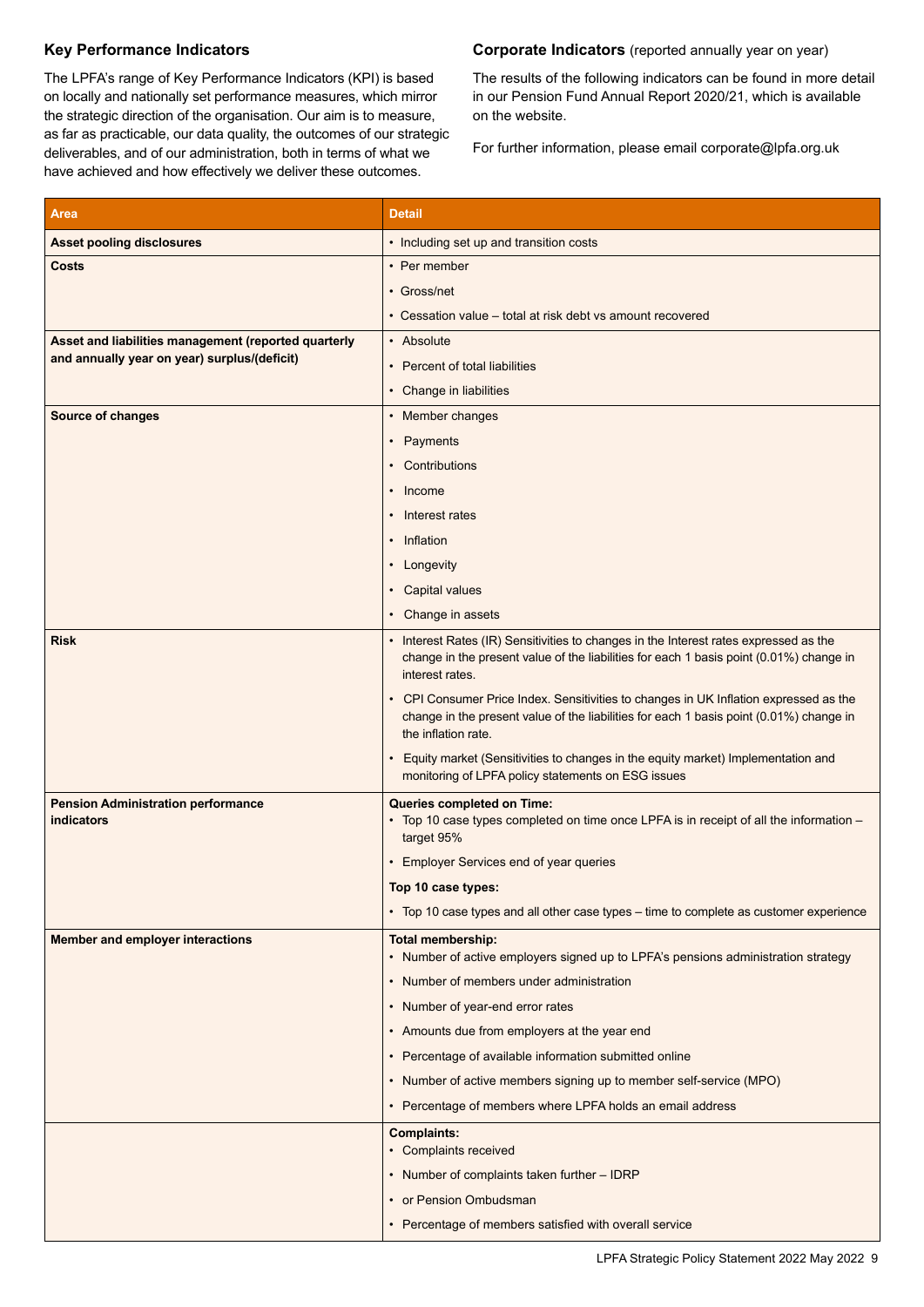## Key Performance Indicators

The LPFA's range of Key Performance Indicators (KPI) is based on locally and nationally set performance measures, which mirror the strategic direction of the organisation. Our aim is to measure, as far as practicable, our data quality, the outcomes of our strategic deliverables, and of our administration, both in terms of what we have achieved and how effectively we deliver these outcomes.

## Corporate Indicators (reported annually year on year)

The results of the following indicators can be found in more detail in our Pension Fund Annual Report 2020/21, which is available on the website.

For further information, please email corporate@lpfa.org.uk

| Area | Detail |
|---|---|
| **Asset pooling disclosures** | • Including set up and transition costs |
| **Costs** | • Per member<br>• Gross/net<br>• Cessation value – total at risk debt vs amount recovered |
| **Asset and liabilities management (reported quarterly and annually year on year) surplus/(deficit)** | • Absolute<br>• Percent of total liabilities<br>• Change in liabilities |
| **Source of changes** | • Member changes<br>• Payments<br>• Contributions<br>• Income<br>• Interest rates<br>• Inflation<br>• Longevity<br>• Capital values<br>• Change in assets |
| **Risk** | • Interest Rates (IR) Sensitivities to changes in the Interest rates expressed as the change in the present value of the liabilities for each 1 basis point (0.01%) change in interest rates.<br>• CPI Consumer Price Index. Sensitivities to changes in UK Inflation expressed as the change in the present value of the liabilities for each 1 basis point (0.01%) change in the inflation rate.<br>• Equity market (Sensitivities to changes in the equity market) Implementation and monitoring of LPFA policy statements on ESG issues |
| **Pension Administration performance indicators** | **Queries completed on Time:**<br>• Top 10 case types completed on time once LPFA is in receipt of all the information – target 95%<br>• Employer Services end of year queries<br>**Top 10 case types:**<br>• Top 10 case types and all other case types – time to complete as customer experience |
| **Member and employer interactions** | **Total membership:**<br>• Number of active employers signed up to LPFA's pensions administration strategy<br>• Number of members under administration<br>• Number of year-end error rates<br>• Amounts due from employers at the year end<br>• Percentage of available information submitted online<br>• Number of active members signing up to member self-service (MPO)<br>• Percentage of members where LPFA holds an email address |
| | **Complaints:**<br>• Complaints received<br>• Number of complaints taken further – IDRP<br>• or Pension Ombudsman<br>• Percentage of members satisfied with overall service |